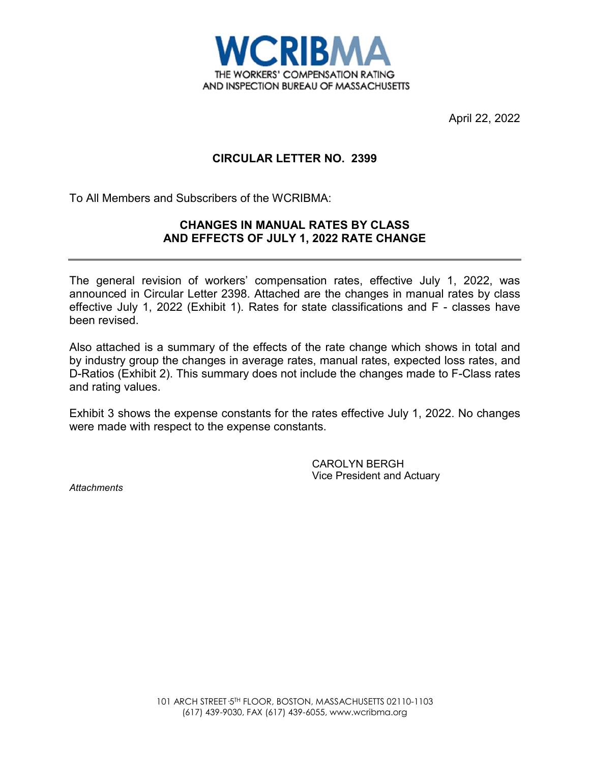**WCRIBMA**
THE WORKERS' COMPENSATION RATING AND INSPECTION BUREAU OF MASSACHUSETTS

April 22, 2022

## CIRCULAR LETTER NO. 2399

To All Members and Subscribers of the WCRIBMA:

### CHANGES IN MANUAL RATES BY CLASS AND EFFECTS OF JULY 1, 2022 RATE CHANGE

---

The general revision of workers' compensation rates, effective July 1, 2022, was announced in Circular Letter 2398. Attached are the changes in manual rates by class effective July 1, 2022 (Exhibit 1). Rates for state classifications and F - classes have been revised.

Also attached is a summary of the effects of the rate change which shows in total and by industry group the changes in average rates, manual rates, expected loss rates, and D-Ratios (Exhibit 2). This summary does not include the changes made to F-Class rates and rating values.

Exhibit 3 shows the expense constants for the rates effective July 1, 2022. No changes were made with respect to the expense constants.

CAROLYN BERGH
Vice President and Actuary

*Attachments*

101 ARCH STREET·5TH FLOOR, BOSTON, MASSACHUSETTS 02110-1103
(617) 439-9030, FAX (617) 439-6055, www.wcribma.org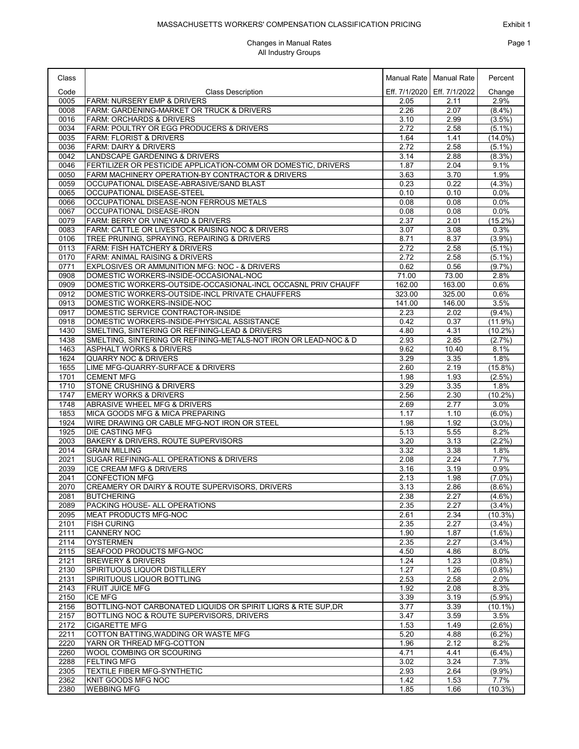# MASSACHUSETTS WORKERS' COMPENSATION CLASSIFICATION PRICING

Exhibit 1

## Changes in Manual Rates
### All Industry Groups

| Class Code | Class Description | Manual Rate Eff. 7/1/2020 | Manual Rate Eff. 7/1/2022 | Percent Change |
|---|---|---|---|---|
| 0005 | FARM: NURSERY EMP & DRIVERS | 2.05 | 2.11 | 2.9% |
| 0008 | FARM: GARDENING-MARKET OR TRUCK & DRIVERS | 2.26 | 2.07 | (8.4%) |
| 0016 | FARM: ORCHARDS & DRIVERS | 3.10 | 2.99 | (3.5%) |
| 0034 | FARM: POULTRY OR EGG PRODUCERS & DRIVERS | 2.72 | 2.58 | (5.1%) |
| 0035 | FARM: FLORIST & DRIVERS | 1.64 | 1.41 | (14.0%) |
| 0036 | FARM: DAIRY & DRIVERS | 2.72 | 2.58 | (5.1%) |
| 0042 | LANDSCAPE GARDENING & DRIVERS | 3.14 | 2.88 | (8.3%) |
| 0046 | FERTILIZER OR PESTICIDE APPLICATION-COMM OR DOMESTIC, DRIVERS | 1.87 | 2.04 | 9.1% |
| 0050 | FARM MACHINERY OPERATION-BY CONTRACTOR & DRIVERS | 3.63 | 3.70 | 1.9% |
| 0059 | OCCUPATIONAL DISEASE-ABRASIVE/SAND BLAST | 0.23 | 0.22 | (4.3%) |
| 0065 | OCCUPATIONAL DISEASE-STEEL | 0.10 | 0.10 | 0.0% |
| 0066 | OCCUPATIONAL DISEASE-NON FERROUS METALS | 0.08 | 0.08 | 0.0% |
| 0067 | OCCUPATIONAL DISEASE-IRON | 0.08 | 0.08 | 0.0% |
| 0079 | FARM: BERRY OR VINEYARD & DRIVERS | 2.37 | 2.01 | (15.2%) |
| 0083 | FARM: CATTLE OR LIVESTOCK RAISING NOC & DRIVERS | 3.07 | 3.08 | 0.3% |
| 0106 | TREE PRUNING, SPRAYING, REPAIRING & DRIVERS | 8.71 | 8.37 | (3.9%) |
| 0113 | FARM: FISH HATCHERY & DRIVERS | 2.72 | 2.58 | (5.1%) |
| 0170 | FARM: ANIMAL RAISING & DRIVERS | 2.72 | 2.58 | (5.1%) |
| 0771 | EXPLOSIVES OR AMMUNITION MFG: NOC - & DRIVERS | 0.62 | 0.56 | (9.7%) |
| 0908 | DOMESTIC WORKERS-INSIDE-OCCASIONAL-NOC | 71.00 | 73.00 | 2.8% |
| 0909 | DOMESTIC WORKERS-OUTSIDE-OCCASIONAL-INCL OCCASNL PRIV CHAUFF | 162.00 | 163.00 | 0.6% |
| 0912 | DOMESTIC WORKERS-OUTSIDE-INCL PRIVATE CHAUFFERS | 323.00 | 325.00 | 0.6% |
| 0913 | DOMESTIC WORKERS-INSIDE-NOC | 141.00 | 146.00 | 3.5% |
| 0917 | DOMESTIC SERVICE CONTRACTOR-INSIDE | 2.23 | 2.02 | (9.4%) |
| 0918 | DOMESTIC WORKERS-INSIDE-PHYSICAL ASSISTANCE | 0.42 | 0.37 | (11.9%) |
| 1430 | SMELTING, SINTERING OR REFINING-LEAD & DRIVERS | 4.80 | 4.31 | (10.2%) |
| 1438 | SMELTING, SINTERING OR REFINING-METALS-NOT IRON OR LEAD-NOC & D | 2.93 | 2.85 | (2.7%) |
| 1463 | ASPHALT WORKS & DRIVERS | 9.62 | 10.40 | 8.1% |
| 1624 | QUARRY NOC & DRIVERS | 3.29 | 3.35 | 1.8% |
| 1655 | LIME MFG-QUARRY-SURFACE & DRIVERS | 2.60 | 2.19 | (15.8%) |
| 1701 | CEMENT MFG | 1.98 | 1.93 | (2.5%) |
| 1710 | STONE CRUSHING & DRIVERS | 3.29 | 3.35 | 1.8% |
| 1747 | EMERY WORKS & DRIVERS | 2.56 | 2.30 | (10.2%) |
| 1748 | ABRASIVE WHEEL MFG & DRIVERS | 2.69 | 2.77 | 3.0% |
| 1853 | MICA GOODS MFG & MICA PREPARING | 1.17 | 1.10 | (6.0%) |
| 1924 | WIRE DRAWING OR CABLE MFG-NOT IRON OR STEEL | 1.98 | 1.92 | (3.0%) |
| 1925 | DIE CASTING MFG | 5.13 | 5.55 | 8.2% |
| 2003 | BAKERY & DRIVERS, ROUTE SUPERVISORS | 3.20 | 3.13 | (2.2%) |
| 2014 | GRAIN MILLING | 3.32 | 3.38 | 1.8% |
| 2021 | SUGAR REFINING-ALL OPERATIONS & DRIVERS | 2.08 | 2.24 | 7.7% |
| 2039 | ICE CREAM MFG & DRIVERS | 3.16 | 3.19 | 0.9% |
| 2041 | CONFECTION MFG | 2.13 | 1.98 | (7.0%) |
| 2070 | CREAMERY OR DAIRY & ROUTE SUPERVISORS, DRIVERS | 3.13 | 2.86 | (8.6%) |
| 2081 | BUTCHERING | 2.38 | 2.27 | (4.6%) |
| 2089 | PACKING HOUSE- ALL OPERATIONS | 2.35 | 2.27 | (3.4%) |
| 2095 | MEAT PRODUCTS MFG-NOC | 2.61 | 2.34 | (10.3%) |
| 2101 | FISH CURING | 2.35 | 2.27 | (3.4%) |
| 2111 | CANNERY NOC | 1.90 | 1.87 | (1.6%) |
| 2114 | OYSTERMEN | 2.35 | 2.27 | (3.4%) |
| 2115 | SEAFOOD PRODUCTS MFG-NOC | 4.50 | 4.86 | 8.0% |
| 2121 | BREWERY & DRIVERS | 1.24 | 1.23 | (0.8%) |
| 2130 | SPIRITUOUS LIQUOR DISTILLERY | 1.27 | 1.26 | (0.8%) |
| 2131 | SPIRITUOUS LIQUOR BOTTLING | 2.53 | 2.58 | 2.0% |
| 2143 | FRUIT JUICE MFG | 1.92 | 2.08 | 8.3% |
| 2150 | ICE MFG | 3.39 | 3.19 | (5.9%) |
| 2156 | BOTTLING-NOT CARBONATED LIQUIDS OR SPIRIT LIQRS & RTE SUP,DR | 3.77 | 3.39 | (10.1%) |
| 2157 | BOTTLING NOC & ROUTE SUPERVISORS, DRIVERS | 3.47 | 3.59 | 3.5% |
| 2172 | CIGARETTE MFG | 1.53 | 1.49 | (2.6%) |
| 2211 | COTTON BATTING,WADDING OR WASTE MFG | 5.20 | 4.88 | (6.2%) |
| 2220 | YARN OR THREAD MFG-COTTON | 1.96 | 2.12 | 8.2% |
| 2260 | WOOL COMBING OR SCOURING | 4.71 | 4.41 | (6.4%) |
| 2288 | FELTING MFG | 3.02 | 3.24 | 7.3% |
| 2305 | TEXTILE FIBER MFG-SYNTHETIC | 2.93 | 2.64 | (9.9%) |
| 2362 | KNIT GOODS MFG NOC | 1.42 | 1.53 | 7.7% |
| 2380 | WEBBING MFG | 1.85 | 1.66 | (10.3%) |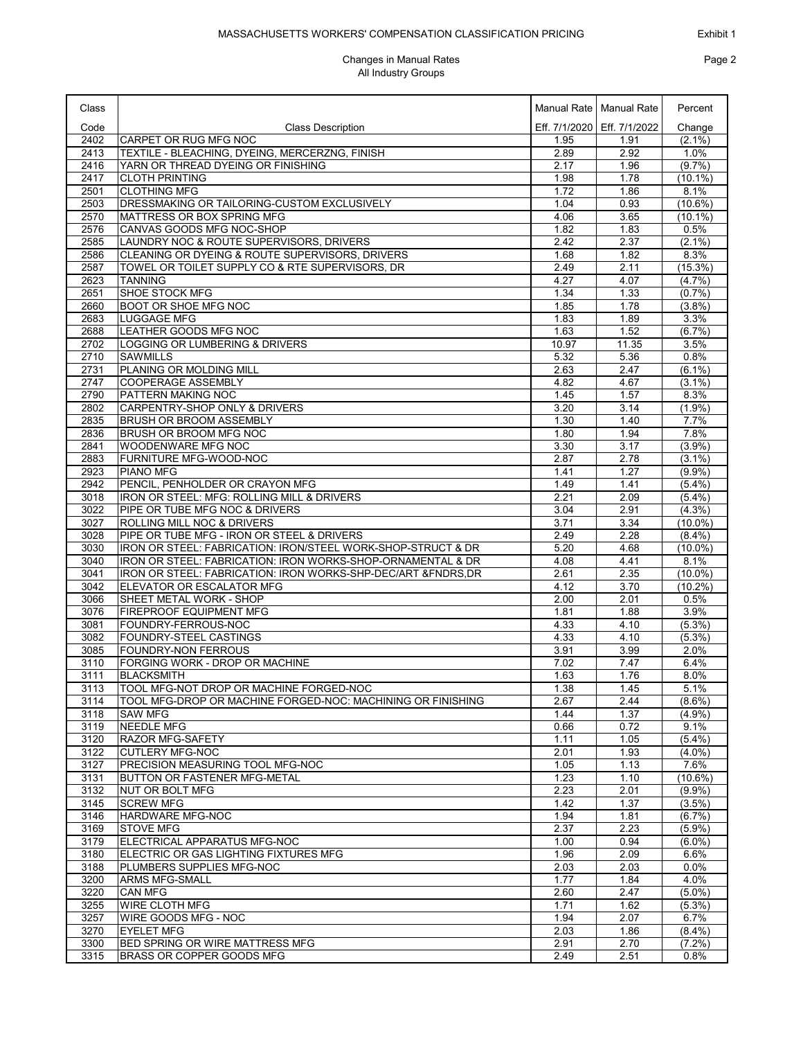# MASSACHUSETTS WORKERS' COMPENSATION CLASSIFICATION PRICING

Exhibit 1

## Changes in Manual Rates
## All Industry Groups

| Class Code | Class Description | Manual Rate Eff. 7/1/2020 | Manual Rate Eff. 7/1/2022 | Percent Change |
|---|---|---|---|---|
| 2402 | CARPET OR RUG MFG NOC | 1.95 | 1.91 | (2.1%) |
| 2413 | TEXTILE - BLEACHING, DYEING, MERCERZNG, FINISH | 2.89 | 2.92 | 1.0% |
| 2416 | YARN OR THREAD DYEING OR FINISHING | 2.17 | 1.96 | (9.7%) |
| 2417 | CLOTH PRINTING | 1.98 | 1.78 | (10.1%) |
| 2501 | CLOTHING MFG | 1.72 | 1.86 | 8.1% |
| 2503 | DRESSMAKING OR TAILORING-CUSTOM EXCLUSIVELY | 1.04 | 0.93 | (10.6%) |
| 2570 | MATTRESS OR BOX SPRING MFG | 4.06 | 3.65 | (10.1%) |
| 2576 | CANVAS GOODS MFG NOC-SHOP | 1.82 | 1.83 | 0.5% |
| 2585 | LAUNDRY NOC & ROUTE SUPERVISORS, DRIVERS | 2.42 | 2.37 | (2.1%) |
| 2586 | CLEANING OR DYEING & ROUTE SUPERVISORS, DRIVERS | 1.68 | 1.82 | 8.3% |
| 2587 | TOWEL OR TOILET SUPPLY CO & RTE SUPERVISORS, DR | 2.49 | 2.11 | (15.3%) |
| 2623 | TANNING | 4.27 | 4.07 | (4.7%) |
| 2651 | SHOE STOCK MFG | 1.34 | 1.33 | (0.7%) |
| 2660 | BOOT OR SHOE MFG NOC | 1.85 | 1.78 | (3.8%) |
| 2683 | LUGGAGE MFG | 1.83 | 1.89 | 3.3% |
| 2688 | LEATHER GOODS MFG NOC | 1.63 | 1.52 | (6.7%) |
| 2702 | LOGGING OR LUMBERING & DRIVERS | 10.97 | 11.35 | 3.5% |
| 2710 | SAWMILLS | 5.32 | 5.36 | 0.8% |
| 2731 | PLANING OR MOLDING MILL | 2.63 | 2.47 | (6.1%) |
| 2747 | COOPERAGE ASSEMBLY | 4.82 | 4.67 | (3.1%) |
| 2790 | PATTERN MAKING NOC | 1.45 | 1.57 | 8.3% |
| 2802 | CARPENTRY-SHOP ONLY & DRIVERS | 3.20 | 3.14 | (1.9%) |
| 2835 | BRUSH OR BROOM ASSEMBLY | 1.30 | 1.40 | 7.7% |
| 2836 | BRUSH OR BROOM MFG NOC | 1.80 | 1.94 | 7.8% |
| 2841 | WOODENWARE MFG NOC | 3.30 | 3.17 | (3.9%) |
| 2883 | FURNITURE MFG-WOOD-NOC | 2.87 | 2.78 | (3.1%) |
| 2923 | PIANO MFG | 1.41 | 1.27 | (9.9%) |
| 2942 | PENCIL, PENHOLDER OR CRAYON MFG | 1.49 | 1.41 | (5.4%) |
| 3018 | IRON OR STEEL: MFG: ROLLING MILL & DRIVERS | 2.21 | 2.09 | (5.4%) |
| 3022 | PIPE OR TUBE MFG NOC & DRIVERS | 3.04 | 2.91 | (4.3%) |
| 3027 | ROLLING MILL NOC & DRIVERS | 3.71 | 3.34 | (10.0%) |
| 3028 | PIPE OR TUBE MFG - IRON OR STEEL & DRIVERS | 2.49 | 2.28 | (8.4%) |
| 3030 | IRON OR STEEL: FABRICATION: IRON/STEEL WORK-SHOP-STRUCT & DR | 5.20 | 4.68 | (10.0%) |
| 3040 | IRON OR STEEL: FABRICATION: IRON WORKS-SHOP-ORNAMENTAL & DR | 4.08 | 4.41 | 8.1% |
| 3041 | IRON OR STEEL: FABRICATION: IRON WORKS-SHP-DEC/ART &FNDRS,DR | 2.61 | 2.35 | (10.0%) |
| 3042 | ELEVATOR OR ESCALATOR MFG | 4.12 | 3.70 | (10.2%) |
| 3066 | SHEET METAL WORK - SHOP | 2.00 | 2.01 | 0.5% |
| 3076 | FIREPROOF EQUIPMENT MFG | 1.81 | 1.88 | 3.9% |
| 3081 | FOUNDRY-FERROUS-NOC | 4.33 | 4.10 | (5.3%) |
| 3082 | FOUNDRY-STEEL CASTINGS | 4.33 | 4.10 | (5.3%) |
| 3085 | FOUNDRY-NON FERROUS | 3.91 | 3.99 | 2.0% |
| 3110 | FORGING WORK - DROP OR MACHINE | 7.02 | 7.47 | 6.4% |
| 3111 | BLACKSMITH | 1.63 | 1.76 | 8.0% |
| 3113 | TOOL MFG-NOT DROP OR MACHINE FORGED-NOC | 1.38 | 1.45 | 5.1% |
| 3114 | TOOL MFG-DROP OR MACHINE FORGED-NOC: MACHINING OR FINISHING | 2.67 | 2.44 | (8.6%) |
| 3118 | SAW MFG | 1.44 | 1.37 | (4.9%) |
| 3119 | NEEDLE MFG | 0.66 | 0.72 | 9.1% |
| 3120 | RAZOR MFG-SAFETY | 1.11 | 1.05 | (5.4%) |
| 3122 | CUTLERY MFG-NOC | 2.01 | 1.93 | (4.0%) |
| 3127 | PRECISION MEASURING TOOL MFG-NOC | 1.05 | 1.13 | 7.6% |
| 3131 | BUTTON OR FASTENER MFG-METAL | 1.23 | 1.10 | (10.6%) |
| 3132 | NUT OR BOLT MFG | 2.23 | 2.01 | (9.9%) |
| 3145 | SCREW MFG | 1.42 | 1.37 | (3.5%) |
| 3146 | HARDWARE MFG-NOC | 1.94 | 1.81 | (6.7%) |
| 3169 | STOVE MFG | 2.37 | 2.23 | (5.9%) |
| 3179 | ELECTRICAL APPARATUS MFG-NOC | 1.00 | 0.94 | (6.0%) |
| 3180 | ELECTRIC OR GAS LIGHTING FIXTURES MFG | 1.96 | 2.09 | 6.6% |
| 3188 | PLUMBERS SUPPLIES MFG-NOC | 2.03 | 2.03 | 0.0% |
| 3200 | ARMS MFG-SMALL | 1.77 | 1.84 | 4.0% |
| 3220 | CAN MFG | 2.60 | 2.47 | (5.0%) |
| 3255 | WIRE CLOTH MFG | 1.71 | 1.62 | (5.3%) |
| 3257 | WIRE GOODS MFG - NOC | 1.94 | 2.07 | 6.7% |
| 3270 | EYELET MFG | 2.03 | 1.86 | (8.4%) |
| 3300 | BED SPRING OR WIRE MATTRESS MFG | 2.91 | 2.70 | (7.2%) |
| 3315 | BRASS OR COPPER GOODS MFG | 2.49 | 2.51 | 0.8% |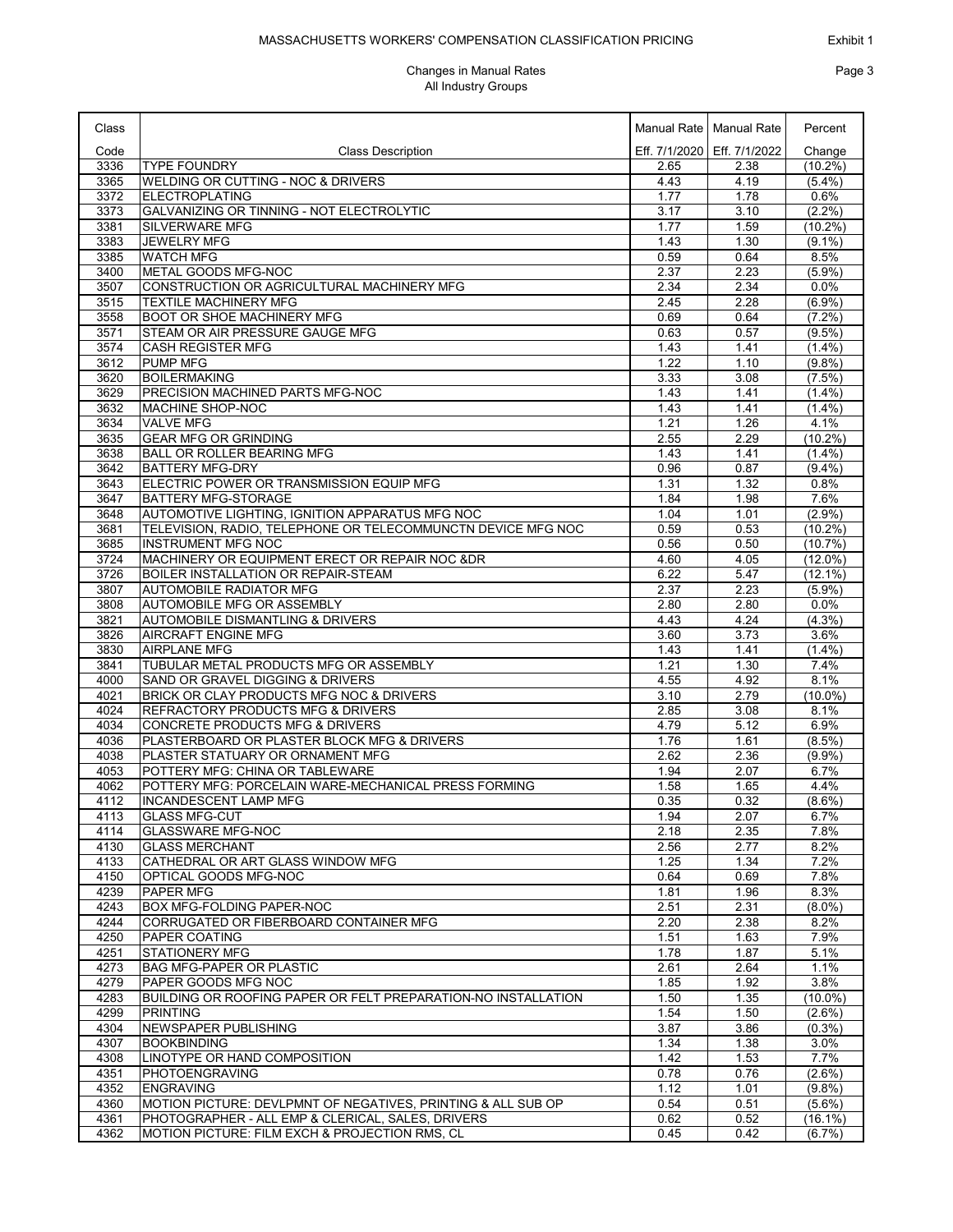MASSACHUSETTS WORKERS' COMPENSATION CLASSIFICATION PRICING

Exhibit 1

Changes in Manual Rates
All Industry Groups

| Class Code | Class Description | Manual Rate Eff. 7/1/2020 | Manual Rate Eff. 7/1/2022 | Percent Change |
|---|---|---|---|---|
| 3336 | TYPE FOUNDRY | 2.65 | 2.38 | (10.2%) |
| 3365 | WELDING OR CUTTING - NOC & DRIVERS | 4.43 | 4.19 | (5.4%) |
| 3372 | ELECTROPLATING | 1.77 | 1.78 | 0.6% |
| 3373 | GALVANIZING OR TINNING - NOT ELECTROLYTIC | 3.17 | 3.10 | (2.2%) |
| 3381 | SILVERWARE MFG | 1.77 | 1.59 | (10.2%) |
| 3383 | JEWELRY MFG | 1.43 | 1.30 | (9.1%) |
| 3385 | WATCH MFG | 0.59 | 0.64 | 8.5% |
| 3400 | METAL GOODS MFG-NOC | 2.37 | 2.23 | (5.9%) |
| 3507 | CONSTRUCTION OR AGRICULTURAL MACHINERY MFG | 2.34 | 2.34 | 0.0% |
| 3515 | TEXTILE MACHINERY MFG | 2.45 | 2.28 | (6.9%) |
| 3558 | BOOT OR SHOE MACHINERY MFG | 0.69 | 0.64 | (7.2%) |
| 3571 | STEAM OR AIR PRESSURE GAUGE MFG | 0.63 | 0.57 | (9.5%) |
| 3574 | CASH REGISTER MFG | 1.43 | 1.41 | (1.4%) |
| 3612 | PUMP MFG | 1.22 | 1.10 | (9.8%) |
| 3620 | BOILERMAKING | 3.33 | 3.08 | (7.5%) |
| 3629 | PRECISION MACHINED PARTS MFG-NOC | 1.43 | 1.41 | (1.4%) |
| 3632 | MACHINE SHOP-NOC | 1.43 | 1.41 | (1.4%) |
| 3634 | VALVE MFG | 1.21 | 1.26 | 4.1% |
| 3635 | GEAR MFG OR GRINDING | 2.55 | 2.29 | (10.2%) |
| 3638 | BALL OR ROLLER BEARING MFG | 1.43 | 1.41 | (1.4%) |
| 3642 | BATTERY MFG-DRY | 0.96 | 0.87 | (9.4%) |
| 3643 | ELECTRIC POWER OR TRANSMISSION EQUIP MFG | 1.31 | 1.32 | 0.8% |
| 3647 | BATTERY MFG-STORAGE | 1.84 | 1.98 | 7.6% |
| 3648 | AUTOMOTIVE LIGHTING, IGNITION APPARATUS MFG NOC | 1.04 | 1.01 | (2.9%) |
| 3681 | TELEVISION, RADIO, TELEPHONE OR TELECOMMUNCTN DEVICE MFG NOC | 0.59 | 0.53 | (10.2%) |
| 3685 | INSTRUMENT MFG NOC | 0.56 | 0.50 | (10.7%) |
| 3724 | MACHINERY OR EQUIPMENT ERECT OR REPAIR NOC &DR | 4.60 | 4.05 | (12.0%) |
| 3726 | BOILER INSTALLATION OR REPAIR-STEAM | 6.22 | 5.47 | (12.1%) |
| 3807 | AUTOMOBILE RADIATOR MFG | 2.37 | 2.23 | (5.9%) |
| 3808 | AUTOMOBILE MFG OR ASSEMBLY | 2.80 | 2.80 | 0.0% |
| 3821 | AUTOMOBILE DISMANTLING & DRIVERS | 4.43 | 4.24 | (4.3%) |
| 3826 | AIRCRAFT ENGINE MFG | 3.60 | 3.73 | 3.6% |
| 3830 | AIRPLANE MFG | 1.43 | 1.41 | (1.4%) |
| 3841 | TUBULAR METAL PRODUCTS MFG OR ASSEMBLY | 1.21 | 1.30 | 7.4% |
| 4000 | SAND OR GRAVEL DIGGING & DRIVERS | 4.55 | 4.92 | 8.1% |
| 4021 | BRICK OR CLAY PRODUCTS MFG NOC & DRIVERS | 3.10 | 2.79 | (10.0%) |
| 4024 | REFRACTORY PRODUCTS MFG & DRIVERS | 2.85 | 3.08 | 8.1% |
| 4034 | CONCRETE PRODUCTS MFG & DRIVERS | 4.79 | 5.12 | 6.9% |
| 4036 | PLASTERBOARD OR PLASTER BLOCK MFG & DRIVERS | 1.76 | 1.61 | (8.5%) |
| 4038 | PLASTER STATUARY OR ORNAMENT MFG | 2.62 | 2.36 | (9.9%) |
| 4053 | POTTERY MFG: CHINA OR TABLEWARE | 1.94 | 2.07 | 6.7% |
| 4062 | POTTERY MFG: PORCELAIN WARE-MECHANICAL PRESS FORMING | 1.58 | 1.65 | 4.4% |
| 4112 | INCANDESCENT LAMP MFG | 0.35 | 0.32 | (8.6%) |
| 4113 | GLASS MFG-CUT | 1.94 | 2.07 | 6.7% |
| 4114 | GLASSWARE MFG-NOC | 2.18 | 2.35 | 7.8% |
| 4130 | GLASS MERCHANT | 2.56 | 2.77 | 8.2% |
| 4133 | CATHEDRAL OR ART GLASS WINDOW MFG | 1.25 | 1.34 | 7.2% |
| 4150 | OPTICAL GOODS MFG-NOC | 0.64 | 0.69 | 7.8% |
| 4239 | PAPER MFG | 1.81 | 1.96 | 8.3% |
| 4243 | BOX MFG-FOLDING PAPER-NOC | 2.51 | 2.31 | (8.0%) |
| 4244 | CORRUGATED OR FIBERBOARD CONTAINER MFG | 2.20 | 2.38 | 8.2% |
| 4250 | PAPER COATING | 1.51 | 1.63 | 7.9% |
| 4251 | STATIONERY MFG | 1.78 | 1.87 | 5.1% |
| 4273 | BAG MFG-PAPER OR PLASTIC | 2.61 | 2.64 | 1.1% |
| 4279 | PAPER GOODS MFG NOC | 1.85 | 1.92 | 3.8% |
| 4283 | BUILDING OR ROOFING PAPER OR FELT PREPARATION-NO INSTALLATION | 1.50 | 1.35 | (10.0%) |
| 4299 | PRINTING | 1.54 | 1.50 | (2.6%) |
| 4304 | NEWSPAPER PUBLISHING | 3.87 | 3.86 | (0.3%) |
| 4307 | BOOKBINDING | 1.34 | 1.38 | 3.0% |
| 4308 | LINOTYPE OR HAND COMPOSITION | 1.42 | 1.53 | 7.7% |
| 4351 | PHOTOENGRAVING | 0.78 | 0.76 | (2.6%) |
| 4352 | ENGRAVING | 1.12 | 1.01 | (9.8%) |
| 4360 | MOTION PICTURE: DEVLPMNT OF NEGATIVES, PRINTING & ALL SUB OP | 0.54 | 0.51 | (5.6%) |
| 4361 | PHOTOGRAPHER - ALL EMP & CLERICAL, SALES, DRIVERS | 0.62 | 0.52 | (16.1%) |
| 4362 | MOTION PICTURE: FILM EXCH & PROJECTION RMS, CL | 0.45 | 0.42 | (6.7%) |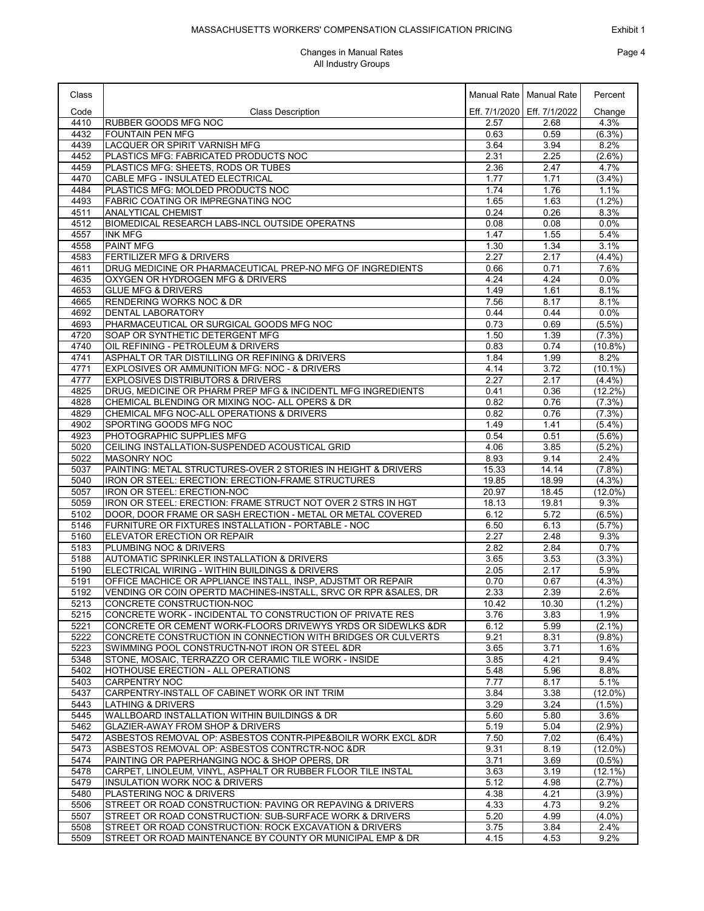# MASSACHUSETTS WORKERS' COMPENSATION CLASSIFICATION PRICING

Exhibit 1

## Changes in Manual Rates
### All Industry Groups

| Class Code | Class Description | Manual Rate Eff. 7/1/2020 | Manual Rate Eff. 7/1/2022 | Percent Change |
|---|---|---|---|---|
| 4410 | RUBBER GOODS MFG NOC | 2.57 | 2.68 | 4.3% |
| 4432 | FOUNTAIN PEN MFG | 0.63 | 0.59 | (6.3%) |
| 4439 | LACQUER OR SPIRIT VARNISH MFG | 3.64 | 3.94 | 8.2% |
| 4452 | PLASTICS MFG: FABRICATED PRODUCTS NOC | 2.31 | 2.25 | (2.6%) |
| 4459 | PLASTICS MFG: SHEETS, RODS OR TUBES | 2.36 | 2.47 | 4.7% |
| 4470 | CABLE MFG - INSULATED ELECTRICAL | 1.77 | 1.71 | (3.4%) |
| 4484 | PLASTICS MFG: MOLDED PRODUCTS NOC | 1.74 | 1.76 | 1.1% |
| 4493 | FABRIC COATING OR IMPREGNATING NOC | 1.65 | 1.63 | (1.2%) |
| 4511 | ANALYTICAL CHEMIST | 0.24 | 0.26 | 8.3% |
| 4512 | BIOMEDICAL RESEARCH LABS-INCL OUTSIDE OPERATNS | 0.08 | 0.08 | 0.0% |
| 4557 | INK MFG | 1.47 | 1.55 | 5.4% |
| 4558 | PAINT MFG | 1.30 | 1.34 | 3.1% |
| 4583 | FERTILIZER MFG & DRIVERS | 2.27 | 2.17 | (4.4%) |
| 4611 | DRUG MEDICINE OR PHARMACEUTICAL PREP-NO MFG OF INGREDIENTS | 0.66 | 0.71 | 7.6% |
| 4635 | OXYGEN OR HYDROGEN MFG & DRIVERS | 4.24 | 4.24 | 0.0% |
| 4653 | GLUE MFG & DRIVERS | 1.49 | 1.61 | 8.1% |
| 4665 | RENDERING WORKS NOC & DR | 7.56 | 8.17 | 8.1% |
| 4692 | DENTAL LABORATORY | 0.44 | 0.44 | 0.0% |
| 4693 | PHARMACEUTICAL OR SURGICAL GOODS MFG NOC | 0.73 | 0.69 | (5.5%) |
| 4720 | SOAP OR SYNTHETIC DETERGENT MFG | 1.50 | 1.39 | (7.3%) |
| 4740 | OIL REFINING - PETROLEUM & DRIVERS | 0.83 | 0.74 | (10.8%) |
| 4741 | ASPHALT OR TAR DISTILLING OR REFINING & DRIVERS | 1.84 | 1.99 | 8.2% |
| 4771 | EXPLOSIVES OR AMMUNITION MFG: NOC - & DRIVERS | 4.14 | 3.72 | (10.1%) |
| 4777 | EXPLOSIVES DISTRIBUTORS & DRIVERS | 2.27 | 2.17 | (4.4%) |
| 4825 | DRUG, MEDICINE OR PHARM PREP MFG & INCIDENTL MFG INGREDIENTS | 0.41 | 0.36 | (12.2%) |
| 4828 | CHEMICAL BLENDING OR MIXING NOC- ALL OPERS & DR | 0.82 | 0.76 | (7.3%) |
| 4829 | CHEMICAL MFG NOC-ALL OPERATIONS & DRIVERS | 0.82 | 0.76 | (7.3%) |
| 4902 | SPORTING GOODS MFG NOC | 1.49 | 1.41 | (5.4%) |
| 4923 | PHOTOGRAPHIC SUPPLIES MFG | 0.54 | 0.51 | (5.6%) |
| 5020 | CEILING INSTALLATION-SUSPENDED ACOUSTICAL GRID | 4.06 | 3.85 | (5.2%) |
| 5022 | MASONRY NOC | 8.93 | 9.14 | 2.4% |
| 5037 | PAINTING: METAL STRUCTURES-OVER 2 STORIES IN HEIGHT & DRIVERS | 15.33 | 14.14 | (7.8%) |
| 5040 | IRON OR STEEL: ERECTION: ERECTION-FRAME STRUCTURES | 19.85 | 18.99 | (4.3%) |
| 5057 | IRON OR STEEL: ERECTION-NOC | 20.97 | 18.45 | (12.0%) |
| 5059 | IRON OR STEEL: ERECTION: FRAME STRUCT NOT OVER 2 STRS IN HGT | 18.13 | 19.81 | 9.3% |
| 5102 | DOOR, DOOR FRAME OR SASH ERECTION - METAL OR METAL COVERED | 6.12 | 5.72 | (6.5%) |
| 5146 | FURNITURE OR FIXTURES INSTALLATION - PORTABLE - NOC | 6.50 | 6.13 | (5.7%) |
| 5160 | ELEVATOR ERECTION OR REPAIR | 2.27 | 2.48 | 9.3% |
| 5183 | PLUMBING NOC & DRIVERS | 2.82 | 2.84 | 0.7% |
| 5188 | AUTOMATIC SPRINKLER INSTALLATION & DRIVERS | 3.65 | 3.53 | (3.3%) |
| 5190 | ELECTRICAL WIRING - WITHIN BUILDINGS & DRIVERS | 2.05 | 2.17 | 5.9% |
| 5191 | OFFICE MACHICE OR APPLIANCE INSTALL, INSP, ADJSTMT OR REPAIR | 0.70 | 0.67 | (4.3%) |
| 5192 | VENDING OR COIN OPERTD MACHINES-INSTALL, SRVC OR RPR &SALES, DR | 2.33 | 2.39 | 2.6% |
| 5213 | CONCRETE CONSTRUCTION-NOC | 10.42 | 10.30 | (1.2%) |
| 5215 | CONCRETE WORK - INCIDENTAL TO CONSTRUCTION OF PRIVATE RES | 3.76 | 3.83 | 1.9% |
| 5221 | CONCRETE OR CEMENT WORK-FLOORS DRIVEWYS YRDS OR SIDEWLKS &DR | 6.12 | 5.99 | (2.1%) |
| 5222 | CONCRETE CONSTRUCTION IN CONNECTION WITH BRIDGES OR CULVERTS | 9.21 | 8.31 | (9.8%) |
| 5223 | SWIMMING POOL CONSTRUCTN-NOT IRON OR STEEL &DR | 3.65 | 3.71 | 1.6% |
| 5348 | STONE, MOSAIC, TERRAZZO OR CERAMIC TILE WORK - INSIDE | 3.85 | 4.21 | 9.4% |
| 5402 | HOTHOUSE ERECTION - ALL OPERATIONS | 5.48 | 5.96 | 8.8% |
| 5403 | CARPENTRY NOC | 7.77 | 8.17 | 5.1% |
| 5437 | CARPENTRY-INSTALL OF CABINET WORK OR INT TRIM | 3.84 | 3.38 | (12.0%) |
| 5443 | LATHING & DRIVERS | 3.29 | 3.24 | (1.5%) |
| 5445 | WALLBOARD INSTALLATION WITHIN BUILDINGS & DR | 5.60 | 5.80 | 3.6% |
| 5462 | GLAZIER-AWAY FROM SHOP & DRIVERS | 5.19 | 5.04 | (2.9%) |
| 5472 | ASBESTOS REMOVAL OP: ASBESTOS CONTR-PIPE&BOILR WORK EXCL &DR | 7.50 | 7.02 | (6.4%) |
| 5473 | ASBESTOS REMOVAL OP: ASBESTOS CONTRCTR-NOC &DR | 9.31 | 8.19 | (12.0%) |
| 5474 | PAINTING OR PAPERHANGING NOC & SHOP OPERS, DR | 3.71 | 3.69 | (0.5%) |
| 5478 | CARPET, LINOLEUM, VINYL, ASPHALT OR RUBBER FLOOR TILE INSTAL | 3.63 | 3.19 | (12.1%) |
| 5479 | INSULATION WORK NOC & DRIVERS | 5.12 | 4.98 | (2.7%) |
| 5480 | PLASTERING NOC & DRIVERS | 4.38 | 4.21 | (3.9%) |
| 5506 | STREET OR ROAD CONSTRUCTION: PAVING OR REPAVING & DRIVERS | 4.33 | 4.73 | 9.2% |
| 5507 | STREET OR ROAD CONSTRUCTION: SUB-SURFACE WORK & DRIVERS | 5.20 | 4.99 | (4.0%) |
| 5508 | STREET OR ROAD CONSTRUCTION: ROCK EXCAVATION & DRIVERS | 3.75 | 3.84 | 2.4% |
| 5509 | STREET OR ROAD MAINTENANCE BY COUNTY OR MUNICIPAL EMP & DR | 4.15 | 4.53 | 9.2% |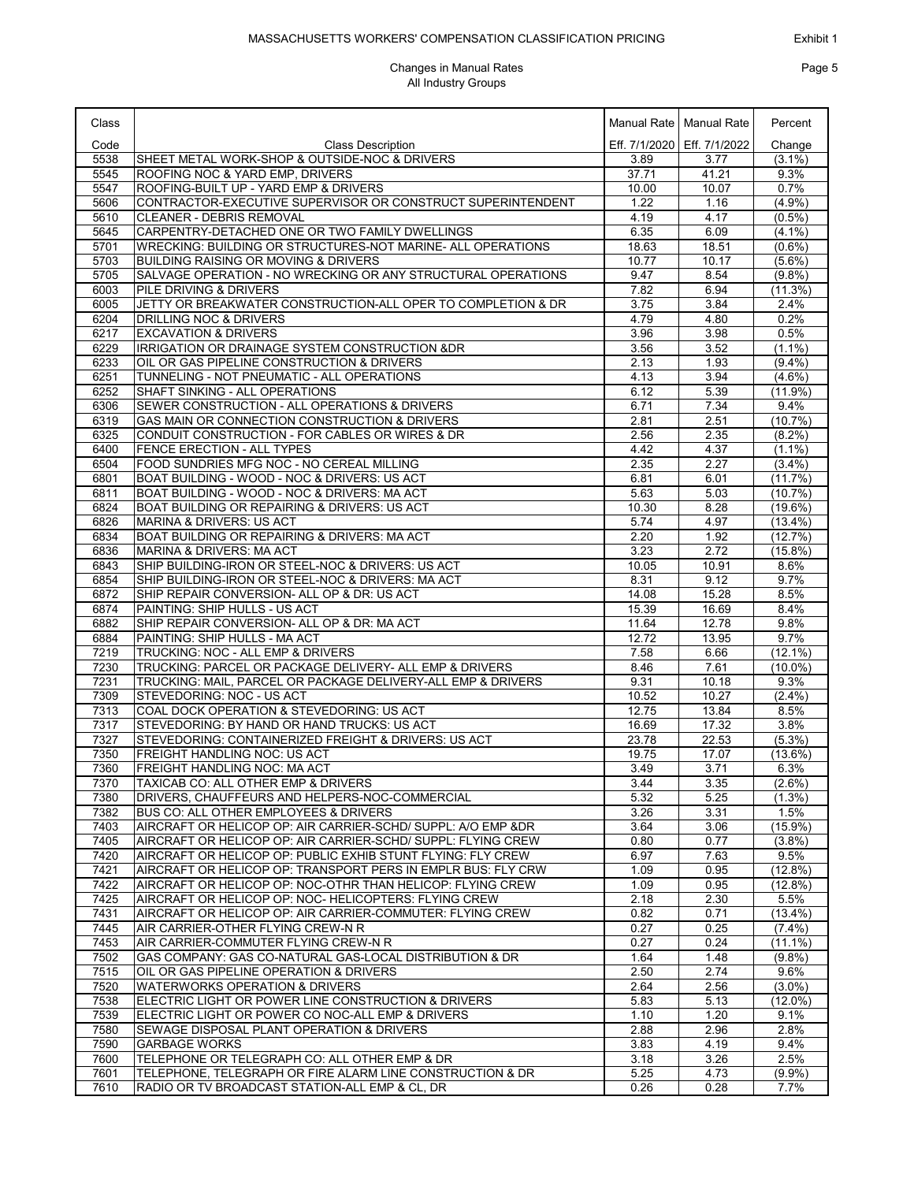# MASSACHUSETTS WORKERS' COMPENSATION CLASSIFICATION PRICING

Exhibit 1

## Changes in Manual Rates
## All Industry Groups

| Class Code | Class Description | Manual Rate Eff. 7/1/2020 | Manual Rate Eff. 7/1/2022 | Percent Change |
|---|---|---|---|---|
| 5538 | SHEET METAL WORK-SHOP & OUTSIDE-NOC & DRIVERS | 3.89 | 3.77 | (3.1%) |
| 5545 | ROOFING NOC & YARD EMP, DRIVERS | 37.71 | 41.21 | 9.3% |
| 5547 | ROOFING-BUILT UP - YARD EMP & DRIVERS | 10.00 | 10.07 | 0.7% |
| 5606 | CONTRACTOR-EXECUTIVE SUPERVISOR OR CONSTRUCT SUPERINTENDENT | 1.22 | 1.16 | (4.9%) |
| 5610 | CLEANER - DEBRIS REMOVAL | 4.19 | 4.17 | (0.5%) |
| 5645 | CARPENTRY-DETACHED ONE OR TWO FAMILY DWELLINGS | 6.35 | 6.09 | (4.1%) |
| 5701 | WRECKING: BUILDING OR STRUCTURES-NOT MARINE- ALL OPERATIONS | 18.63 | 18.51 | (0.6%) |
| 5703 | BUILDING RAISING OR MOVING & DRIVERS | 10.77 | 10.17 | (5.6%) |
| 5705 | SALVAGE OPERATION - NO WRECKING OR ANY STRUCTURAL OPERATIONS | 9.47 | 8.54 | (9.8%) |
| 6003 | PILE DRIVING & DRIVERS | 7.82 | 6.94 | (11.3%) |
| 6005 | JETTY OR BREAKWATER CONSTRUCTION-ALL OPER TO COMPLETION & DR | 3.75 | 3.84 | 2.4% |
| 6204 | DRILLING NOC & DRIVERS | 4.79 | 4.80 | 0.2% |
| 6217 | EXCAVATION & DRIVERS | 3.96 | 3.98 | 0.5% |
| 6229 | IRRIGATION OR DRAINAGE SYSTEM CONSTRUCTION &DR | 3.56 | 3.52 | (1.1%) |
| 6233 | OIL OR GAS PIPELINE CONSTRUCTION & DRIVERS | 2.13 | 1.93 | (9.4%) |
| 6251 | TUNNELING - NOT PNEUMATIC - ALL OPERATIONS | 4.13 | 3.94 | (4.6%) |
| 6252 | SHAFT SINKING - ALL OPERATIONS | 6.12 | 5.39 | (11.9%) |
| 6306 | SEWER CONSTRUCTION - ALL OPERATIONS & DRIVERS | 6.71 | 7.34 | 9.4% |
| 6319 | GAS MAIN OR CONNECTION CONSTRUCTION & DRIVERS | 2.81 | 2.51 | (10.7%) |
| 6325 | CONDUIT CONSTRUCTION - FOR CABLES OR WIRES & DR | 2.56 | 2.35 | (8.2%) |
| 6400 | FENCE ERECTION - ALL TYPES | 4.42 | 4.37 | (1.1%) |
| 6504 | FOOD SUNDRIES MFG NOC - NO CEREAL MILLING | 2.35 | 2.27 | (3.4%) |
| 6801 | BOAT BUILDING - WOOD - NOC & DRIVERS: US ACT | 6.81 | 6.01 | (11.7%) |
| 6811 | BOAT BUILDING - WOOD - NOC & DRIVERS: MA ACT | 5.63 | 5.03 | (10.7%) |
| 6824 | BOAT BUILDING OR REPAIRING & DRIVERS: US ACT | 10.30 | 8.28 | (19.6%) |
| 6826 | MARINA & DRIVERS: US ACT | 5.74 | 4.97 | (13.4%) |
| 6834 | BOAT BUILDING OR REPAIRING & DRIVERS: MA ACT | 2.20 | 1.92 | (12.7%) |
| 6836 | MARINA & DRIVERS: MA ACT | 3.23 | 2.72 | (15.8%) |
| 6843 | SHIP BUILDING-IRON OR STEEL-NOC & DRIVERS: US ACT | 10.05 | 10.91 | 8.6% |
| 6854 | SHIP BUILDING-IRON OR STEEL-NOC & DRIVERS: MA ACT | 8.31 | 9.12 | 9.7% |
| 6872 | SHIP REPAIR CONVERSION- ALL OP & DR: US ACT | 14.08 | 15.28 | 8.5% |
| 6874 | PAINTING: SHIP HULLS - US ACT | 15.39 | 16.69 | 8.4% |
| 6882 | SHIP REPAIR CONVERSION- ALL OP & DR: MA ACT | 11.64 | 12.78 | 9.8% |
| 6884 | PAINTING: SHIP HULLS - MA ACT | 12.72 | 13.95 | 9.7% |
| 7219 | TRUCKING: NOC - ALL EMP & DRIVERS | 7.58 | 6.66 | (12.1%) |
| 7230 | TRUCKING: PARCEL OR PACKAGE DELIVERY- ALL EMP & DRIVERS | 8.46 | 7.61 | (10.0%) |
| 7231 | TRUCKING: MAIL, PARCEL OR PACKAGE DELIVERY-ALL EMP & DRIVERS | 9.31 | 10.18 | 9.3% |
| 7309 | STEVEDORING: NOC - US ACT | 10.52 | 10.27 | (2.4%) |
| 7313 | COAL DOCK OPERATION & STEVEDORING: US ACT | 12.75 | 13.84 | 8.5% |
| 7317 | STEVEDORING: BY HAND OR HAND TRUCKS: US ACT | 16.69 | 17.32 | 3.8% |
| 7327 | STEVEDORING: CONTAINERIZED FREIGHT & DRIVERS: US ACT | 23.78 | 22.53 | (5.3%) |
| 7350 | FREIGHT HANDLING NOC: US ACT | 19.75 | 17.07 | (13.6%) |
| 7360 | FREIGHT HANDLING NOC: MA ACT | 3.49 | 3.71 | 6.3% |
| 7370 | TAXICAB CO: ALL OTHER EMP & DRIVERS | 3.44 | 3.35 | (2.6%) |
| 7380 | DRIVERS, CHAUFFEURS AND HELPERS-NOC-COMMERCIAL | 5.32 | 5.25 | (1.3%) |
| 7382 | BUS CO: ALL OTHER EMPLOYEES & DRIVERS | 3.26 | 3.31 | 1.5% |
| 7403 | AIRCRAFT OR HELICOP OP: AIR CARRIER-SCHD/ SUPPL: A/O EMP &DR | 3.64 | 3.06 | (15.9%) |
| 7405 | AIRCRAFT OR HELICOP OP: AIR CARRIER-SCHD/ SUPPL: FLYING CREW | 0.80 | 0.77 | (3.8%) |
| 7420 | AIRCRAFT OR HELICOP OP: PUBLIC EXHIB STUNT FLYING: FLY CREW | 6.97 | 7.63 | 9.5% |
| 7421 | AIRCRAFT OR HELICOP OP: TRANSPORT PERS IN EMPLR BUS: FLY CRW | 1.09 | 0.95 | (12.8%) |
| 7422 | AIRCRAFT OR HELICOP OP: NOC-OTHR THAN HELICOP: FLYING CREW | 1.09 | 0.95 | (12.8%) |
| 7425 | AIRCRAFT OR HELICOP OP: NOC- HELICOPTERS: FLYING CREW | 2.18 | 2.30 | 5.5% |
| 7431 | AIRCRAFT OR HELICOP OP: AIR CARRIER-COMMUTER: FLYING CREW | 0.82 | 0.71 | (13.4%) |
| 7445 | AIR CARRIER-OTHER FLYING CREW-N R | 0.27 | 0.25 | (7.4%) |
| 7453 | AIR CARRIER-COMMUTER FLYING CREW-N R | 0.27 | 0.24 | (11.1%) |
| 7502 | GAS COMPANY: GAS CO-NATURAL GAS-LOCAL DISTRIBUTION & DR | 1.64 | 1.48 | (9.8%) |
| 7515 | OIL OR GAS PIPELINE OPERATION & DRIVERS | 2.50 | 2.74 | 9.6% |
| 7520 | WATERWORKS OPERATION & DRIVERS | 2.64 | 2.56 | (3.0%) |
| 7538 | ELECTRIC LIGHT OR POWER LINE CONSTRUCTION & DRIVERS | 5.83 | 5.13 | (12.0%) |
| 7539 | ELECTRIC LIGHT OR POWER CO NOC-ALL EMP & DRIVERS | 1.10 | 1.20 | 9.1% |
| 7580 | SEWAGE DISPOSAL PLANT OPERATION & DRIVERS | 2.88 | 2.96 | 2.8% |
| 7590 | GARBAGE WORKS | 3.83 | 4.19 | 9.4% |
| 7600 | TELEPHONE OR TELEGRAPH CO: ALL OTHER EMP & DR | 3.18 | 3.26 | 2.5% |
| 7601 | TELEPHONE, TELEGRAPH OR FIRE ALARM LINE CONSTRUCTION & DR | 5.25 | 4.73 | (9.9%) |
| 7610 | RADIO OR TV BROADCAST STATION-ALL EMP & CL, DR | 0.26 | 0.28 | 7.7% |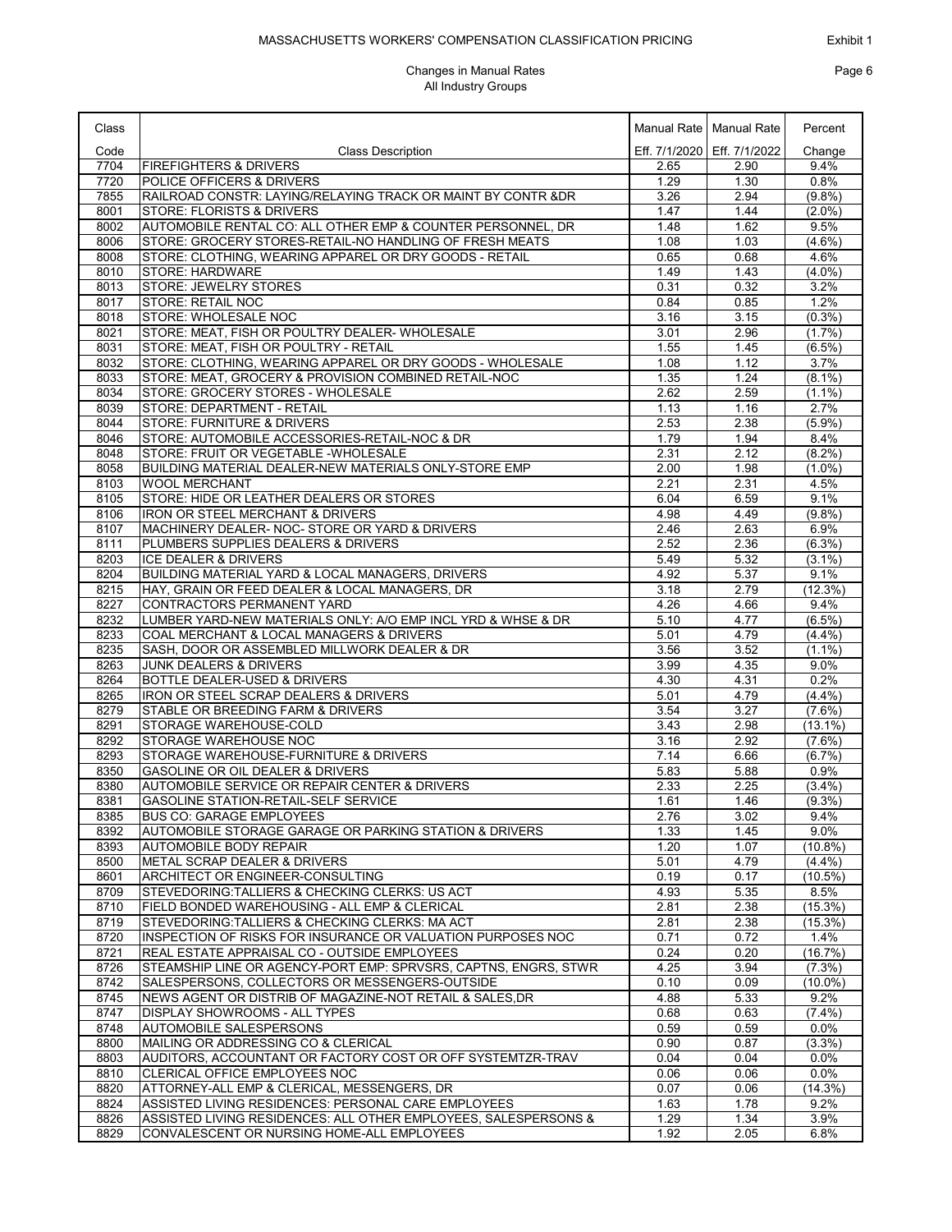# MASSACHUSETTS WORKERS' COMPENSATION CLASSIFICATION PRICING

Exhibit 1

## Changes in Manual Rates
### All Industry Groups

| Class Code | Class Description | Manual Rate Eff. 7/1/2020 | Manual Rate Eff. 7/1/2022 | Percent Change |
|---|---|---|---|---|
| 7704 | FIREFIGHTERS & DRIVERS | 2.65 | 2.90 | 9.4% |
| 7720 | POLICE OFFICERS & DRIVERS | 1.29 | 1.30 | 0.8% |
| 7855 | RAILROAD CONSTR: LAYING/RELAYING TRACK OR MAINT BY CONTR &DR | 3.26 | 2.94 | (9.8%) |
| 8001 | STORE: FLORISTS & DRIVERS | 1.47 | 1.44 | (2.0%) |
| 8002 | AUTOMOBILE RENTAL CO: ALL OTHER EMP & COUNTER PERSONNEL, DR | 1.48 | 1.62 | 9.5% |
| 8006 | STORE: GROCERY STORES-RETAIL-NO HANDLING OF FRESH MEATS | 1.08 | 1.03 | (4.6%) |
| 8008 | STORE: CLOTHING, WEARING APPAREL OR DRY GOODS - RETAIL | 0.65 | 0.68 | 4.6% |
| 8010 | STORE: HARDWARE | 1.49 | 1.43 | (4.0%) |
| 8013 | STORE: JEWELRY STORES | 0.31 | 0.32 | 3.2% |
| 8017 | STORE: RETAIL NOC | 0.84 | 0.85 | 1.2% |
| 8018 | STORE: WHOLESALE NOC | 3.16 | 3.15 | (0.3%) |
| 8021 | STORE: MEAT, FISH OR POULTRY DEALER- WHOLESALE | 3.01 | 2.96 | (1.7%) |
| 8031 | STORE: MEAT, FISH OR POULTRY - RETAIL | 1.55 | 1.45 | (6.5%) |
| 8032 | STORE: CLOTHING, WEARING APPAREL OR DRY GOODS - WHOLESALE | 1.08 | 1.12 | 3.7% |
| 8033 | STORE: MEAT, GROCERY & PROVISION COMBINED RETAIL-NOC | 1.35 | 1.24 | (8.1%) |
| 8034 | STORE: GROCERY STORES - WHOLESALE | 2.62 | 2.59 | (1.1%) |
| 8039 | STORE: DEPARTMENT - RETAIL | 1.13 | 1.16 | 2.7% |
| 8044 | STORE: FURNITURE & DRIVERS | 2.53 | 2.38 | (5.9%) |
| 8046 | STORE: AUTOMOBILE ACCESSORIES-RETAIL-NOC & DR | 1.79 | 1.94 | 8.4% |
| 8048 | STORE: FRUIT OR VEGETABLE -WHOLESALE | 2.31 | 2.12 | (8.2%) |
| 8058 | BUILDING MATERIAL DEALER-NEW MATERIALS ONLY-STORE EMP | 2.00 | 1.98 | (1.0%) |
| 8103 | WOOL MERCHANT | 2.21 | 2.31 | 4.5% |
| 8105 | STORE: HIDE OR LEATHER DEALERS OR STORES | 6.04 | 6.59 | 9.1% |
| 8106 | IRON OR STEEL MERCHANT & DRIVERS | 4.98 | 4.49 | (9.8%) |
| 8107 | MACHINERY DEALER- NOC- STORE OR YARD & DRIVERS | 2.46 | 2.63 | 6.9% |
| 8111 | PLUMBERS SUPPLIES DEALERS & DRIVERS | 2.52 | 2.36 | (6.3%) |
| 8203 | ICE DEALER & DRIVERS | 5.49 | 5.32 | (3.1%) |
| 8204 | BUILDING MATERIAL YARD & LOCAL MANAGERS, DRIVERS | 4.92 | 5.37 | 9.1% |
| 8215 | HAY, GRAIN OR FEED DEALER & LOCAL MANAGERS, DR | 3.18 | 2.79 | (12.3%) |
| 8227 | CONTRACTORS PERMANENT YARD | 4.26 | 4.66 | 9.4% |
| 8232 | LUMBER YARD-NEW MATERIALS ONLY: A/O EMP INCL YRD & WHSE & DR | 5.10 | 4.77 | (6.5%) |
| 8233 | COAL MERCHANT & LOCAL MANAGERS & DRIVERS | 5.01 | 4.79 | (4.4%) |
| 8235 | SASH, DOOR OR ASSEMBLED MILLWORK DEALER & DR | 3.56 | 3.52 | (1.1%) |
| 8263 | JUNK DEALERS & DRIVERS | 3.99 | 4.35 | 9.0% |
| 8264 | BOTTLE DEALER-USED & DRIVERS | 4.30 | 4.31 | 0.2% |
| 8265 | IRON OR STEEL SCRAP DEALERS & DRIVERS | 5.01 | 4.79 | (4.4%) |
| 8279 | STABLE OR BREEDING FARM & DRIVERS | 3.54 | 3.27 | (7.6%) |
| 8291 | STORAGE WAREHOUSE-COLD | 3.43 | 2.98 | (13.1%) |
| 8292 | STORAGE WAREHOUSE NOC | 3.16 | 2.92 | (7.6%) |
| 8293 | STORAGE WAREHOUSE-FURNITURE & DRIVERS | 7.14 | 6.66 | (6.7%) |
| 8350 | GASOLINE OR OIL DEALER & DRIVERS | 5.83 | 5.88 | 0.9% |
| 8380 | AUTOMOBILE SERVICE OR REPAIR CENTER & DRIVERS | 2.33 | 2.25 | (3.4%) |
| 8381 | GASOLINE STATION-RETAIL-SELF SERVICE | 1.61 | 1.46 | (9.3%) |
| 8385 | BUS CO: GARAGE EMPLOYEES | 2.76 | 3.02 | 9.4% |
| 8392 | AUTOMOBILE STORAGE GARAGE OR PARKING STATION & DRIVERS | 1.33 | 1.45 | 9.0% |
| 8393 | AUTOMOBILE BODY REPAIR | 1.20 | 1.07 | (10.8%) |
| 8500 | METAL SCRAP DEALER & DRIVERS | 5.01 | 4.79 | (4.4%) |
| 8601 | ARCHITECT OR ENGINEER-CONSULTING | 0.19 | 0.17 | (10.5%) |
| 8709 | STEVEDORING:TALLIERS & CHECKING CLERKS: US ACT | 4.93 | 5.35 | 8.5% |
| 8710 | FIELD BONDED WAREHOUSING - ALL EMP & CLERICAL | 2.81 | 2.38 | (15.3%) |
| 8719 | STEVEDORING:TALLIERS & CHECKING CLERKS: MA ACT | 2.81 | 2.38 | (15.3%) |
| 8720 | INSPECTION OF RISKS FOR INSURANCE OR VALUATION PURPOSES NOC | 0.71 | 0.72 | 1.4% |
| 8721 | REAL ESTATE APPRAISAL CO - OUTSIDE EMPLOYEES | 0.24 | 0.20 | (16.7%) |
| 8726 | STEAMSHIP LINE OR AGENCY-PORT EMP: SPRVSRS, CAPTNS, ENGRS, STWR | 4.25 | 3.94 | (7.3%) |
| 8742 | SALESPERSONS, COLLECTORS OR MESSENGERS-OUTSIDE | 0.10 | 0.09 | (10.0%) |
| 8745 | NEWS AGENT OR DISTRIB OF MAGAZINE-NOT RETAIL & SALES,DR | 4.88 | 5.33 | 9.2% |
| 8747 | DISPLAY SHOWROOMS - ALL TYPES | 0.68 | 0.63 | (7.4%) |
| 8748 | AUTOMOBILE SALESPERSONS | 0.59 | 0.59 | 0.0% |
| 8800 | MAILING OR ADDRESSING CO & CLERICAL | 0.90 | 0.87 | (3.3%) |
| 8803 | AUDITORS, ACCOUNTANT OR FACTORY COST OR OFF SYSTEMTZR-TRAV | 0.04 | 0.04 | 0.0% |
| 8810 | CLERICAL OFFICE EMPLOYEES NOC | 0.06 | 0.06 | 0.0% |
| 8820 | ATTORNEY-ALL EMP & CLERICAL, MESSENGERS, DR | 0.07 | 0.06 | (14.3%) |
| 8824 | ASSISTED LIVING RESIDENCES: PERSONAL CARE EMPLOYEES | 1.63 | 1.78 | 9.2% |
| 8826 | ASSISTED LIVING RESIDENCES: ALL OTHER EMPLOYEES, SALESPERSONS & | 1.29 | 1.34 | 3.9% |
| 8829 | CONVALESCENT OR NURSING HOME-ALL EMPLOYEES | 1.92 | 2.05 | 6.8% |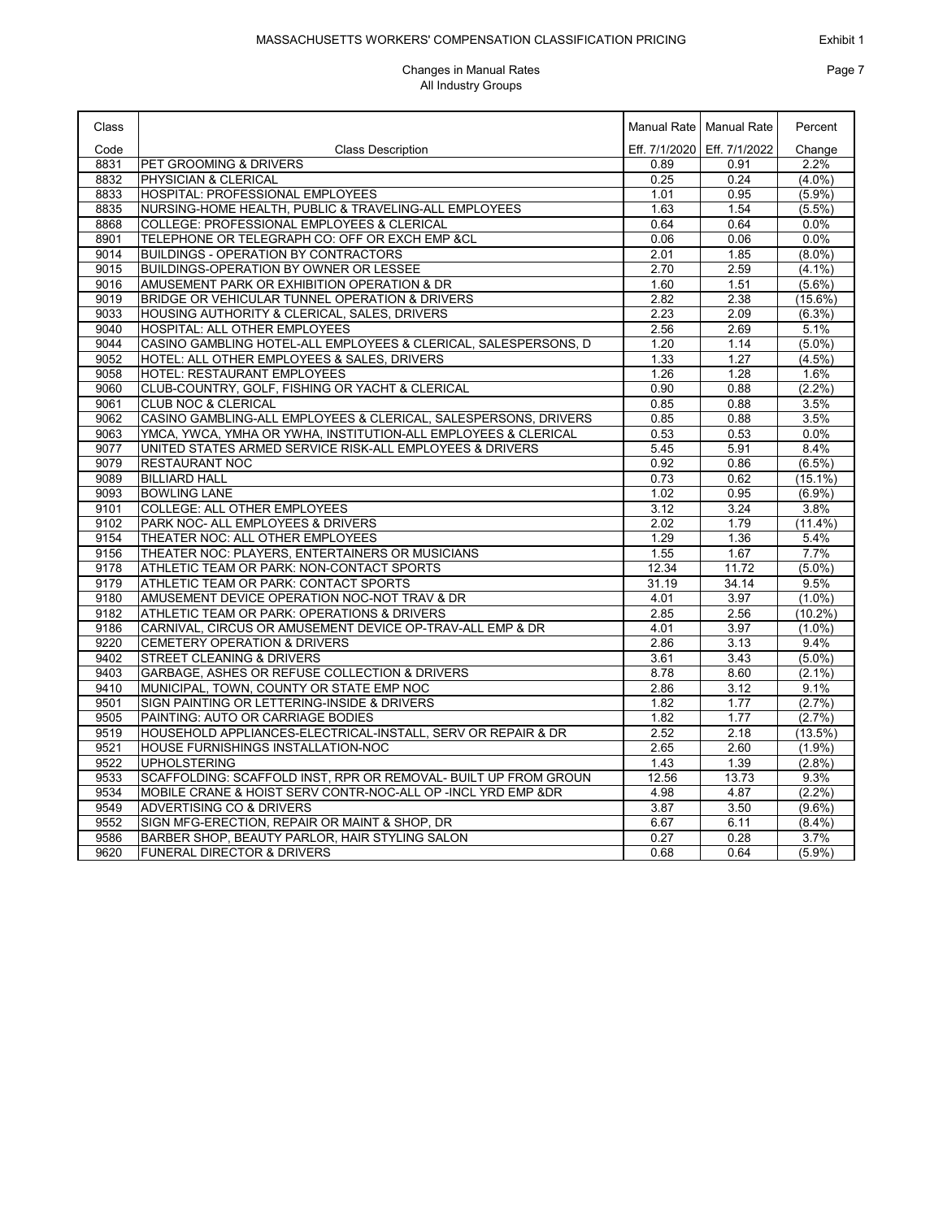# MASSACHUSETTS WORKERS' COMPENSATION CLASSIFICATION PRICING

Exhibit 1

## Changes in Manual Rates
### All Industry Groups

| Class Code | Class Description | Manual Rate Eff. 7/1/2020 | Manual Rate Eff. 7/1/2022 | Percent Change |
|---|---|---|---|---|
| 8831 | PET GROOMING & DRIVERS | 0.89 | 0.91 | 2.2% |
| 8832 | PHYSICIAN & CLERICAL | 0.25 | 0.24 | (4.0%) |
| 8833 | HOSPITAL: PROFESSIONAL EMPLOYEES | 1.01 | 0.95 | (5.9%) |
| 8835 | NURSING-HOME HEALTH, PUBLIC & TRAVELING-ALL EMPLOYEES | 1.63 | 1.54 | (5.5%) |
| 8868 | COLLEGE: PROFESSIONAL EMPLOYEES & CLERICAL | 0.64 | 0.64 | 0.0% |
| 8901 | TELEPHONE OR TELEGRAPH CO: OFF OR EXCH EMP &CL | 0.06 | 0.06 | 0.0% |
| 9014 | BUILDINGS - OPERATION BY CONTRACTORS | 2.01 | 1.85 | (8.0%) |
| 9015 | BUILDINGS-OPERATION BY OWNER OR LESSEE | 2.70 | 2.59 | (4.1%) |
| 9016 | AMUSEMENT PARK OR EXHIBITION OPERATION & DR | 1.60 | 1.51 | (5.6%) |
| 9019 | BRIDGE OR VEHICULAR TUNNEL OPERATION & DRIVERS | 2.82 | 2.38 | (15.6%) |
| 9033 | HOUSING AUTHORITY & CLERICAL, SALES, DRIVERS | 2.23 | 2.09 | (6.3%) |
| 9040 | HOSPITAL: ALL OTHER EMPLOYEES | 2.56 | 2.69 | 5.1% |
| 9044 | CASINO GAMBLING HOTEL-ALL EMPLOYEES & CLERICAL, SALESPERSONS, D | 1.20 | 1.14 | (5.0%) |
| 9052 | HOTEL: ALL OTHER EMPLOYEES & SALES, DRIVERS | 1.33 | 1.27 | (4.5%) |
| 9058 | HOTEL: RESTAURANT EMPLOYEES | 1.26 | 1.28 | 1.6% |
| 9060 | CLUB-COUNTRY, GOLF, FISHING OR YACHT & CLERICAL | 0.90 | 0.88 | (2.2%) |
| 9061 | CLUB NOC & CLERICAL | 0.85 | 0.88 | 3.5% |
| 9062 | CASINO GAMBLING-ALL EMPLOYEES & CLERICAL, SALESPERSONS, DRIVERS | 0.85 | 0.88 | 3.5% |
| 9063 | YMCA, YWCA, YMHA OR YWHA, INSTITUTION-ALL EMPLOYEES & CLERICAL | 0.53 | 0.53 | 0.0% |
| 9077 | UNITED STATES ARMED SERVICE RISK-ALL EMPLOYEES & DRIVERS | 5.45 | 5.91 | 8.4% |
| 9079 | RESTAURANT NOC | 0.92 | 0.86 | (6.5%) |
| 9089 | BILLIARD HALL | 0.73 | 0.62 | (15.1%) |
| 9093 | BOWLING LANE | 1.02 | 0.95 | (6.9%) |
| 9101 | COLLEGE: ALL OTHER EMPLOYEES | 3.12 | 3.24 | 3.8% |
| 9102 | PARK NOC- ALL EMPLOYEES & DRIVERS | 2.02 | 1.79 | (11.4%) |
| 9154 | THEATER NOC: ALL OTHER EMPLOYEES | 1.29 | 1.36 | 5.4% |
| 9156 | THEATER NOC: PLAYERS, ENTERTAINERS OR MUSICIANS | 1.55 | 1.67 | 7.7% |
| 9178 | ATHLETIC TEAM OR PARK: NON-CONTACT SPORTS | 12.34 | 11.72 | (5.0%) |
| 9179 | ATHLETIC TEAM OR PARK: CONTACT SPORTS | 31.19 | 34.14 | 9.5% |
| 9180 | AMUSEMENT DEVICE OPERATION NOC-NOT TRAV & DR | 4.01 | 3.97 | (1.0%) |
| 9182 | ATHLETIC TEAM OR PARK: OPERATIONS & DRIVERS | 2.85 | 2.56 | (10.2%) |
| 9186 | CARNIVAL, CIRCUS OR AMUSEMENT DEVICE OP-TRAV-ALL EMP & DR | 4.01 | 3.97 | (1.0%) |
| 9220 | CEMETERY OPERATION & DRIVERS | 2.86 | 3.13 | 9.4% |
| 9402 | STREET CLEANING & DRIVERS | 3.61 | 3.43 | (5.0%) |
| 9403 | GARBAGE, ASHES OR REFUSE COLLECTION & DRIVERS | 8.78 | 8.60 | (2.1%) |
| 9410 | MUNICIPAL, TOWN, COUNTY OR STATE EMP NOC | 2.86 | 3.12 | 9.1% |
| 9501 | SIGN PAINTING OR LETTERING-INSIDE & DRIVERS | 1.82 | 1.77 | (2.7%) |
| 9505 | PAINTING: AUTO OR CARRIAGE BODIES | 1.82 | 1.77 | (2.7%) |
| 9519 | HOUSEHOLD APPLIANCES-ELECTRICAL-INSTALL, SERV OR REPAIR & DR | 2.52 | 2.18 | (13.5%) |
| 9521 | HOUSE FURNISHINGS INSTALLATION-NOC | 2.65 | 2.60 | (1.9%) |
| 9522 | UPHOLSTERING | 1.43 | 1.39 | (2.8%) |
| 9533 | SCAFFOLDING: SCAFFOLD INST, RPR OR REMOVAL- BUILT UP FROM GROUN | 12.56 | 13.73 | 9.3% |
| 9534 | MOBILE CRANE & HOIST SERV CONTR-NOC-ALL OP -INCL YRD EMP &DR | 4.98 | 4.87 | (2.2%) |
| 9549 | ADVERTISING CO & DRIVERS | 3.87 | 3.50 | (9.6%) |
| 9552 | SIGN MFG-ERECTION, REPAIR OR MAINT & SHOP, DR | 6.67 | 6.11 | (8.4%) |
| 9586 | BARBER SHOP, BEAUTY PARLOR, HAIR STYLING SALON | 0.27 | 0.28 | 3.7% |
| 9620 | FUNERAL DIRECTOR & DRIVERS | 0.68 | 0.64 | (5.9%) |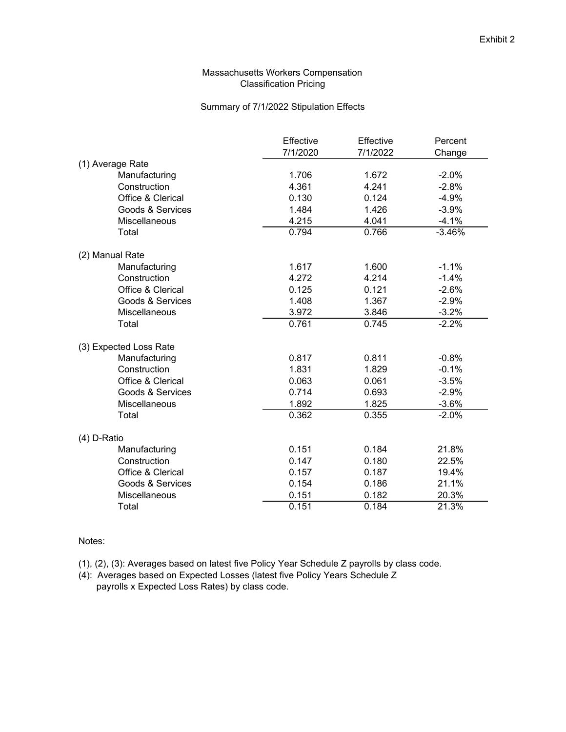Exhibit 2

# Massachusetts Workers Compensation
## Classification Pricing

### Summary of 7/1/2022 Stipulation Effects

| | Effective 7/1/2020 | Effective 7/1/2022 | Percent Change |
|---|---|---|---|
| **(1) Average Rate** | | | |
| Manufacturing | 1.706 | 1.672 | -2.0% |
| Construction | 4.361 | 4.241 | -2.8% |
| Office & Clerical | 0.130 | 0.124 | -4.9% |
| Goods & Services | 1.484 | 1.426 | -3.9% |
| Miscellaneous | 4.215 | 4.041 | -4.1% |
| Total | 0.794 | 0.766 | -3.46% |
| **(2) Manual Rate** | | | |
| Manufacturing | 1.617 | 1.600 | -1.1% |
| Construction | 4.272 | 4.214 | -1.4% |
| Office & Clerical | 0.125 | 0.121 | -2.6% |
| Goods & Services | 1.408 | 1.367 | -2.9% |
| Miscellaneous | 3.972 | 3.846 | -3.2% |
| Total | 0.761 | 0.745 | -2.2% |
| **(3) Expected Loss Rate** | | | |
| Manufacturing | 0.817 | 0.811 | -0.8% |
| Construction | 1.831 | 1.829 | -0.1% |
| Office & Clerical | 0.063 | 0.061 | -3.5% |
| Goods & Services | 0.714 | 0.693 | -2.9% |
| Miscellaneous | 1.892 | 1.825 | -3.6% |
| Total | 0.362 | 0.355 | -2.0% |
| **(4) D-Ratio** | | | |
| Manufacturing | 0.151 | 0.184 | 21.8% |
| Construction | 0.147 | 0.180 | 22.5% |
| Office & Clerical | 0.157 | 0.187 | 19.4% |
| Goods & Services | 0.154 | 0.186 | 21.1% |
| Miscellaneous | 0.151 | 0.182 | 20.3% |
| Total | 0.151 | 0.184 | 21.3% |

Notes:

(1), (2), (3): Averages based on latest five Policy Year Schedule Z payrolls by class code.

(4): Averages based on Expected Losses (latest five Policy Years Schedule Z payrolls x Expected Loss Rates) by class code.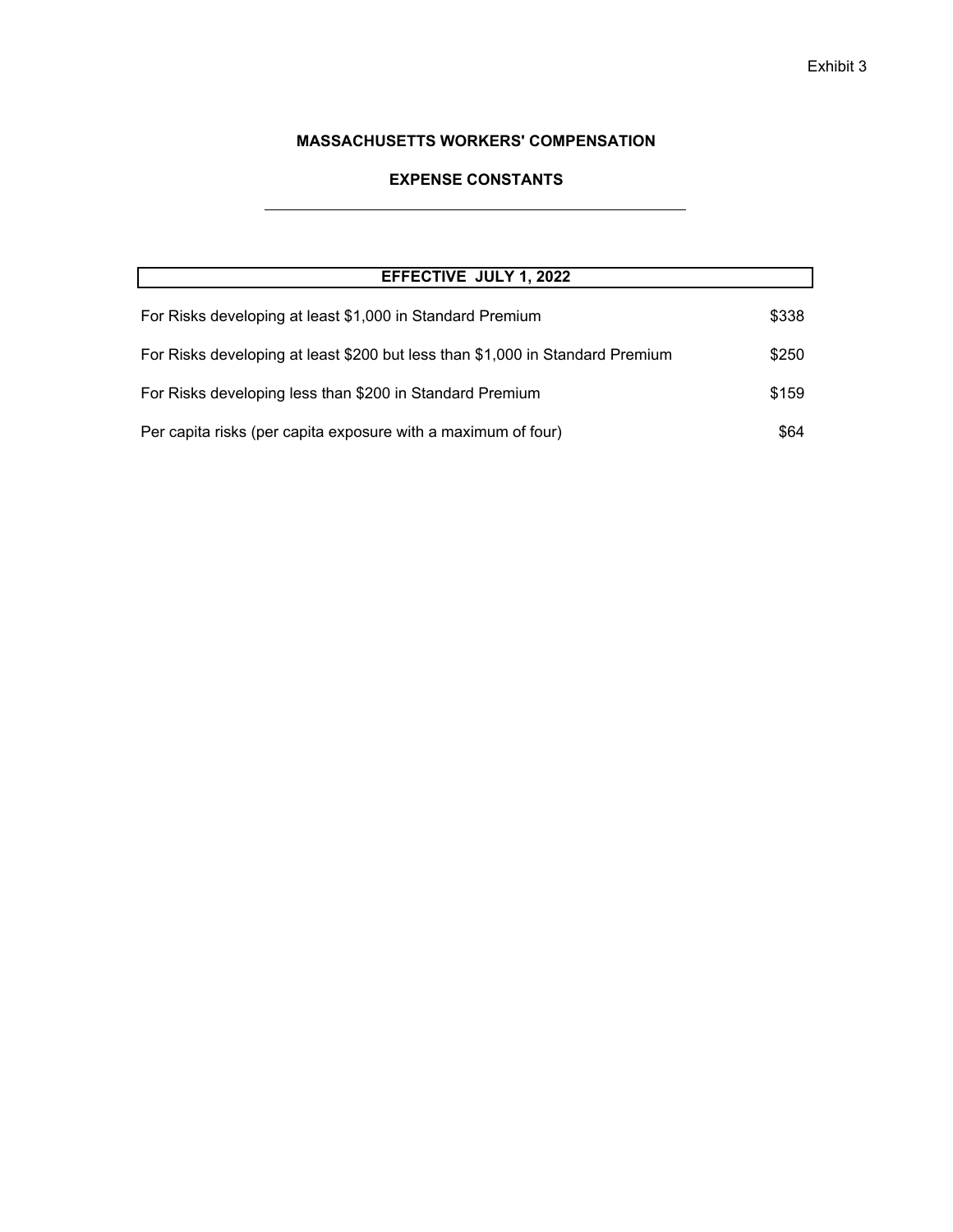Exhibit 3

## MASSACHUSETTS WORKERS' COMPENSATION

## EXPENSE CONSTANTS

| EFFECTIVE JULY 1, 2022 | |
|---|---|
| For Risks developing at least $1,000 in Standard Premium | $338 |
| For Risks developing at least $200 but less than $1,000 in Standard Premium | $250 |
| For Risks developing less than $200 in Standard Premium | $159 |
| Per capita risks (per capita exposure with a maximum of four) | $64 |